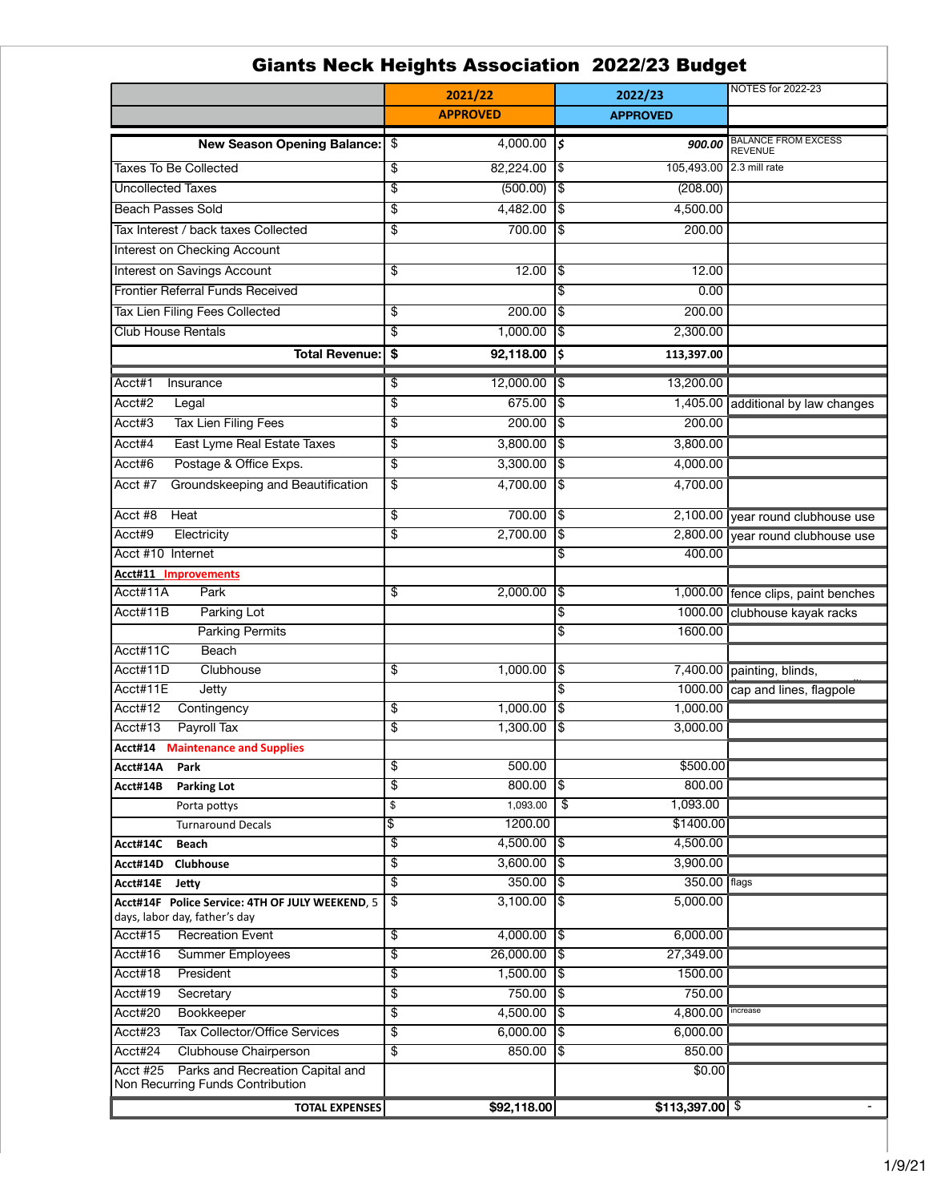# Giants Neck Heights Association 2022/23 Budget

| | 2021/22 APPROVED | 2022/23 APPROVED | NOTES for 2022-23 |
|---|---|---|---|
| **New Season Opening Balance:** | $ 4,000.00 | ***$ 900.00*** | BALANCE FROM EXCESS REVENUE |
| Taxes To Be Collected | $ 82,224.00 | $ 105,493.00 | 2.3 mill rate |
| Uncollected Taxes | $ (500.00) | $ (208.00) | |
| Beach Passes Sold | $ 4,482.00 | $ 4,500.00 | |
| Tax Interest / back taxes Collected | $ 700.00 | $ 200.00 | |
| Interest on Checking Account | | | |
| Interest on Savings Account | $ 12.00 | $ 12.00 | |
| Frontier Referral Funds Received | | $ 0.00 | |
| Tax Lien Filing Fees Collected | $ 200.00 | $ 200.00 | |
| Club House Rentals | $ 1,000.00 | $ 2,300.00 | |
| **Total Revenue:** | **$ 92,118.00** | **$ 113,397.00** | |
| Acct#1 Insurance | $ 12,000.00 | $ 13,200.00 | |
| Acct#2 Legal | $ 675.00 | $ 1,405.00 | additional by law changes |
| Acct#3 Tax Lien Filing Fees | $ 200.00 | $ 200.00 | |
| Acct#4 East Lyme Real Estate Taxes | $ 3,800.00 | $ 3,800.00 | |
| Acct#6 Postage & Office Exps. | $ 3,300.00 | $ 4,000.00 | |
| Acct #7 Groundskeeping and Beautification | $ 4,700.00 | $ 4,700.00 | |
| Acct #8 Heat | $ 700.00 | $ 2,100.00 | year round clubhouse use |
| Acct#9 Electricity | $ 2,700.00 | $ 2,800.00 | year round clubhouse use |
| Acct #10 Internet | | $ 400.00 | |
| **Acct#11 Improvements** | | | |
| Acct#11A Park | $ 2,000.00 | $ 1,000.00 | fence clips, paint benches |
| Acct#11B Parking Lot | | $ 1000.00 | clubhouse kayak racks |
| Parking Permits | | $ 1600.00 | |
| Acct#11C Beach | | | |
| Acct#11D Clubhouse | $ 1,000.00 | $ 7,400.00 | painting, blinds, |
| Acct#11E Jetty | | $ 1000.00 | cap and lines, flagpole |
| Acct#12 Contingency | $ 1,000.00 | $ 1,000.00 | |
| Acct#13 Payroll Tax | $ 1,300.00 | $ 3,000.00 | |
| **Acct#14 Maintenance and Supplies** | | | |
| **Acct#14A Park** | $ 500.00 | $500.00 | |
| **Acct#14B Parking Lot** | $ 800.00 | $ 800.00 | |
| Porta pottys | $ 1,093.00 | $ 1,093.00 | |
| Turnaround Decals | $ 1200.00 | $1400.00 | |
| **Acct#14C Beach** | $ 4,500.00 | $ 4,500.00 | |
| **Acct#14D Clubhouse** | $ 3,600.00 | $ 3,900.00 | |
| **Acct#14E Jetty** | $ 350.00 | $ 350.00 | flags |
| **Acct#14F Police Service: 4TH OF JULY WEEKEND,** 5 days, labor day, father's day | $ 3,100.00 | $ 5,000.00 | |
| Acct#15 Recreation Event | $ 4,000.00 | $ 6,000.00 | |
| Acct#16 Summer Employees | $ 26,000.00 | $ 27,349.00 | |
| Acct#18 President | $ 1,500.00 | $ 1500.00 | |
| Acct#19 Secretary | $ 750.00 | $ 750.00 | |
| Acct#20 Bookkeeper | $ 4,500.00 | $ 4,800.00 | increase |
| Acct#23 Tax Collector/Office Services | $ 6,000.00 | $ 6,000.00 | |
| Acct#24 Clubhouse Chairperson | $ 850.00 | $ 850.00 | |
| Acct #25 Parks and Recreation Capital and Non Recurring Funds Contribution | | $0.00 | |
| **TOTAL EXPENSES** | **$92,118.00** | **$113,397.00** | $ - |

1/9/21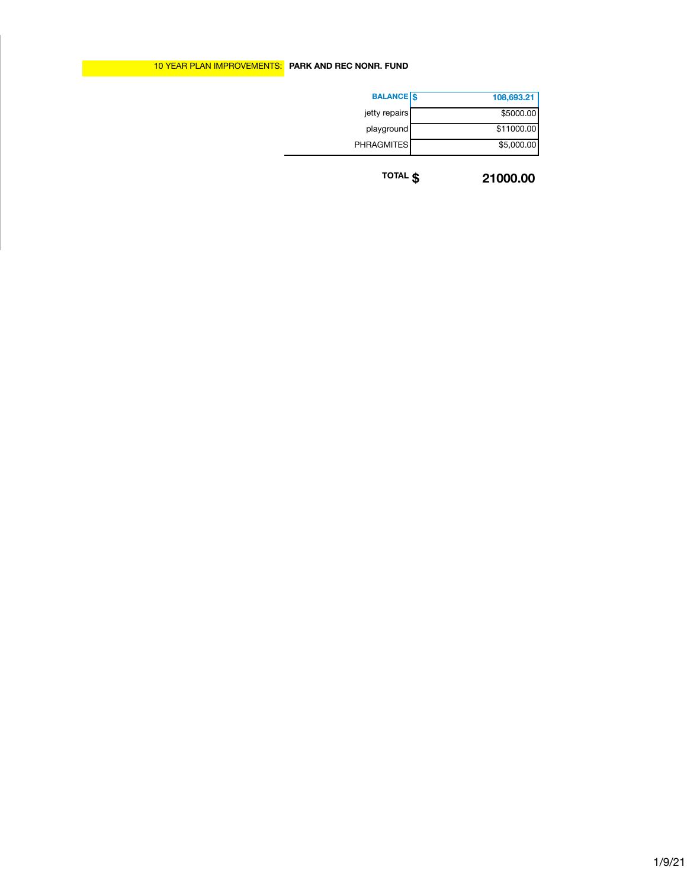10 YEAR PLAN IMPROVEMENTS: **PARK AND REC NONR. FUND**

| | |
|---|---|
| **BALANCE** | **$ 108,693.21** |
| jetty repairs | $5000.00 |
| playground | $11000.00 |
| PHRAGMITES | $5,000.00 |
| **TOTAL $** | **21000.00** |

1/9/21